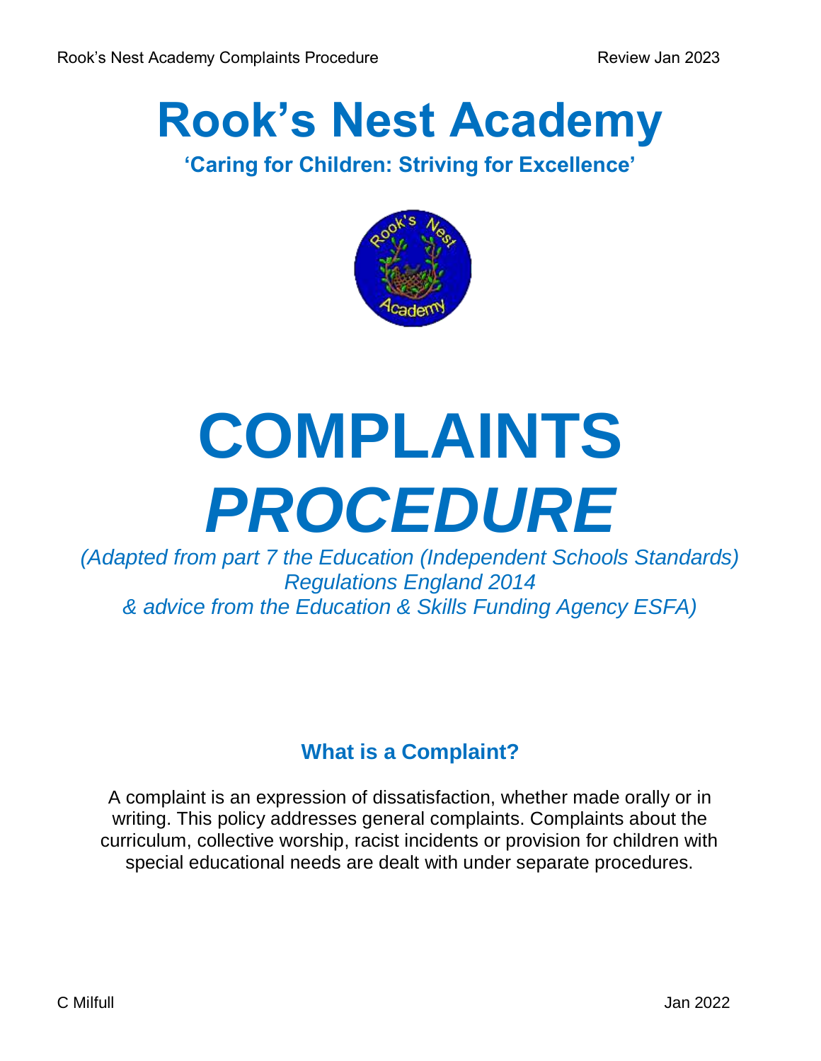# Rook's Nest Academy

**'Caring for Children: Striving for Excellence'**

# COMPLAINTS *PROCEDURE*

*(Adapted from part 7 the Education (Independent Schools Standards) Regulations England 2014 & advice from the Education & Skills Funding Agency ESFA)*

## What is a Complaint?

A complaint is an expression of dissatisfaction, whether made orally or in writing. This policy addresses general complaints. Complaints about the curriculum, collective worship, racist incidents or provision for children with special educational needs are dealt with under separate procedures.

C Milfull

Jan 2022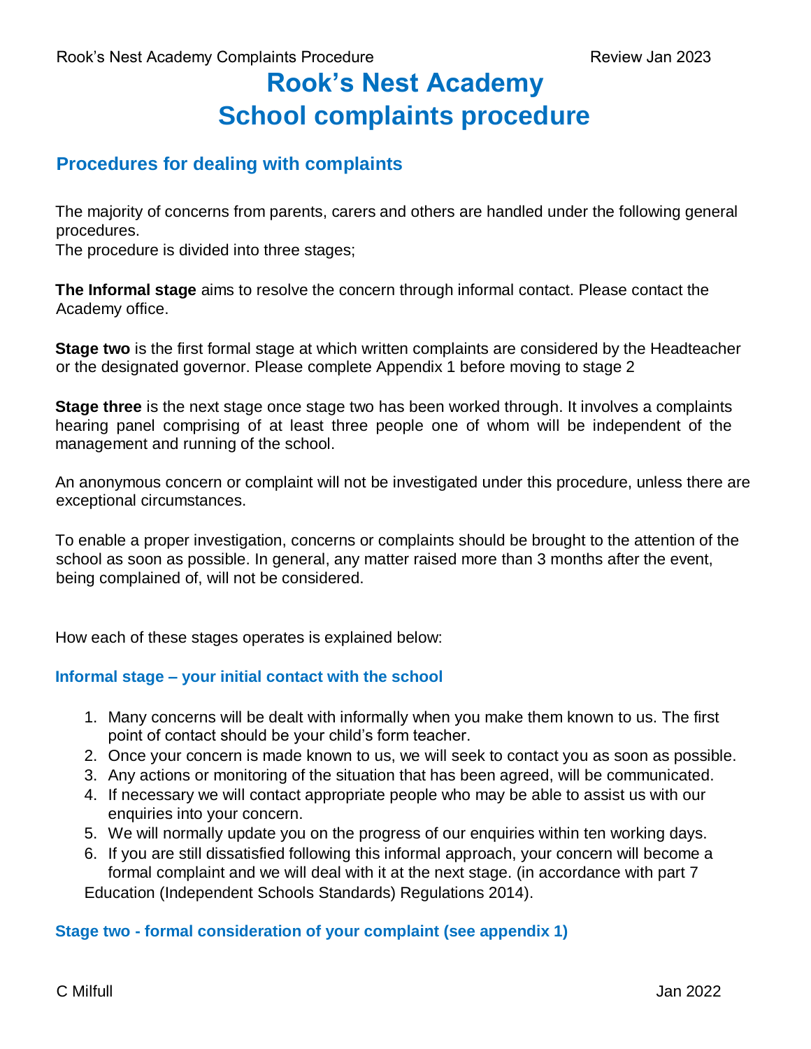# Rook's Nest Academy
# School complaints procedure

## Procedures for dealing with complaints

The majority of concerns from parents, carers and others are handled under the following general procedures.
The procedure is divided into three stages;

**The Informal stage** aims to resolve the concern through informal contact. Please contact the Academy office.

**Stage two** is the first formal stage at which written complaints are considered by the Headteacher or the designated governor. Please complete Appendix 1 before moving to stage 2

**Stage three** is the next stage once stage two has been worked through. It involves a complaints hearing panel comprising of at least three people one of whom will be independent of the management and running of the school.

An anonymous concern or complaint will not be investigated under this procedure, unless there are exceptional circumstances.

To enable a proper investigation, concerns or complaints should be brought to the attention of the school as soon as possible. In general, any matter raised more than 3 months after the event, being complained of, will not be considered.

How each of these stages operates is explained below:

### Informal stage – your initial contact with the school

1. Many concerns will be dealt with informally when you make them known to us. The first point of contact should be your child's form teacher.
2. Once your concern is made known to us, we will seek to contact you as soon as possible.
3. Any actions or monitoring of the situation that has been agreed, will be communicated.
4. If necessary we will contact appropriate people who may be able to assist us with our enquiries into your concern.
5. We will normally update you on the progress of our enquiries within ten working days.
6. If you are still dissatisfied following this informal approach, your concern will become a formal complaint and we will deal with it at the next stage. (in accordance with part 7 Education (Independent Schools Standards) Regulations 2014).

### Stage two - formal consideration of your complaint (see appendix 1)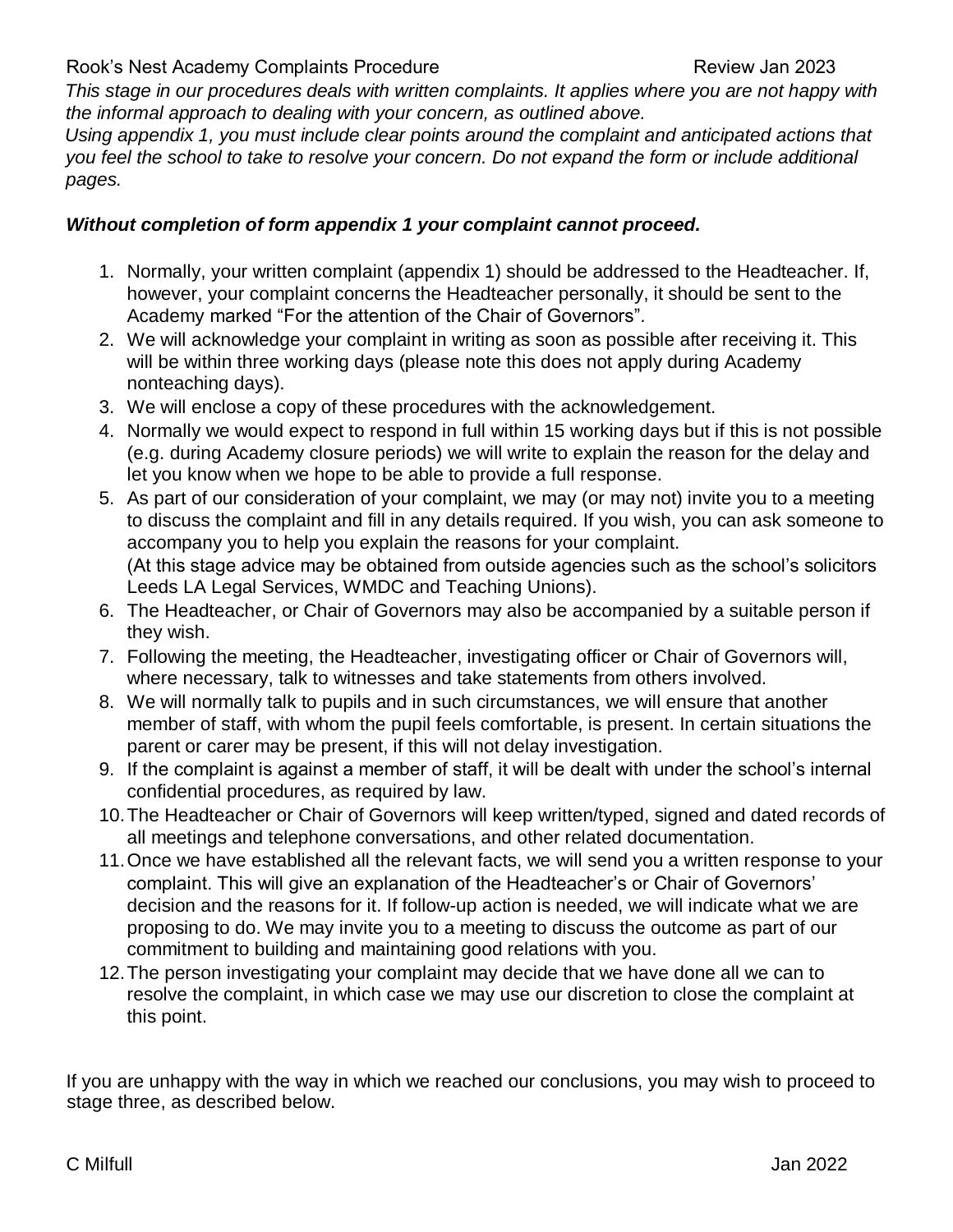*This stage in our procedures deals with written complaints. It applies where you are not happy with the informal approach to dealing with your concern, as outlined above.*

*Using appendix 1, you must include clear points around the complaint and anticipated actions that you feel the school to take to resolve your concern. Do not expand the form or include additional pages.*

***Without completion of form appendix 1 your complaint cannot proceed.***

1. Normally, your written complaint (appendix 1) should be addressed to the Headteacher. If, however, your complaint concerns the Headteacher personally, it should be sent to the Academy marked "For the attention of the Chair of Governors".
2. We will acknowledge your complaint in writing as soon as possible after receiving it. This will be within three working days (please note this does not apply during Academy nonteaching days).
3. We will enclose a copy of these procedures with the acknowledgement.
4. Normally we would expect to respond in full within 15 working days but if this is not possible (e.g. during Academy closure periods) we will write to explain the reason for the delay and let you know when we hope to be able to provide a full response.
5. As part of our consideration of your complaint, we may (or may not) invite you to a meeting to discuss the complaint and fill in any details required. If you wish, you can ask someone to accompany you to help you explain the reasons for your complaint.
   (At this stage advice may be obtained from outside agencies such as the school's solicitors Leeds LA Legal Services, WMDC and Teaching Unions).
6. The Headteacher, or Chair of Governors may also be accompanied by a suitable person if they wish.
7. Following the meeting, the Headteacher, investigating officer or Chair of Governors will, where necessary, talk to witnesses and take statements from others involved.
8. We will normally talk to pupils and in such circumstances, we will ensure that another member of staff, with whom the pupil feels comfortable, is present. In certain situations the parent or carer may be present, if this will not delay investigation.
9. If the complaint is against a member of staff, it will be dealt with under the school's internal confidential procedures, as required by law.
10. The Headteacher or Chair of Governors will keep written/typed, signed and dated records of all meetings and telephone conversations, and other related documentation.
11. Once we have established all the relevant facts, we will send you a written response to your complaint. This will give an explanation of the Headteacher's or Chair of Governors' decision and the reasons for it. If follow-up action is needed, we will indicate what we are proposing to do. We may invite you to a meeting to discuss the outcome as part of our commitment to building and maintaining good relations with you.
12. The person investigating your complaint may decide that we have done all we can to resolve the complaint, in which case we may use our discretion to close the complaint at this point.

If you are unhappy with the way in which we reached our conclusions, you may wish to proceed to stage three, as described below.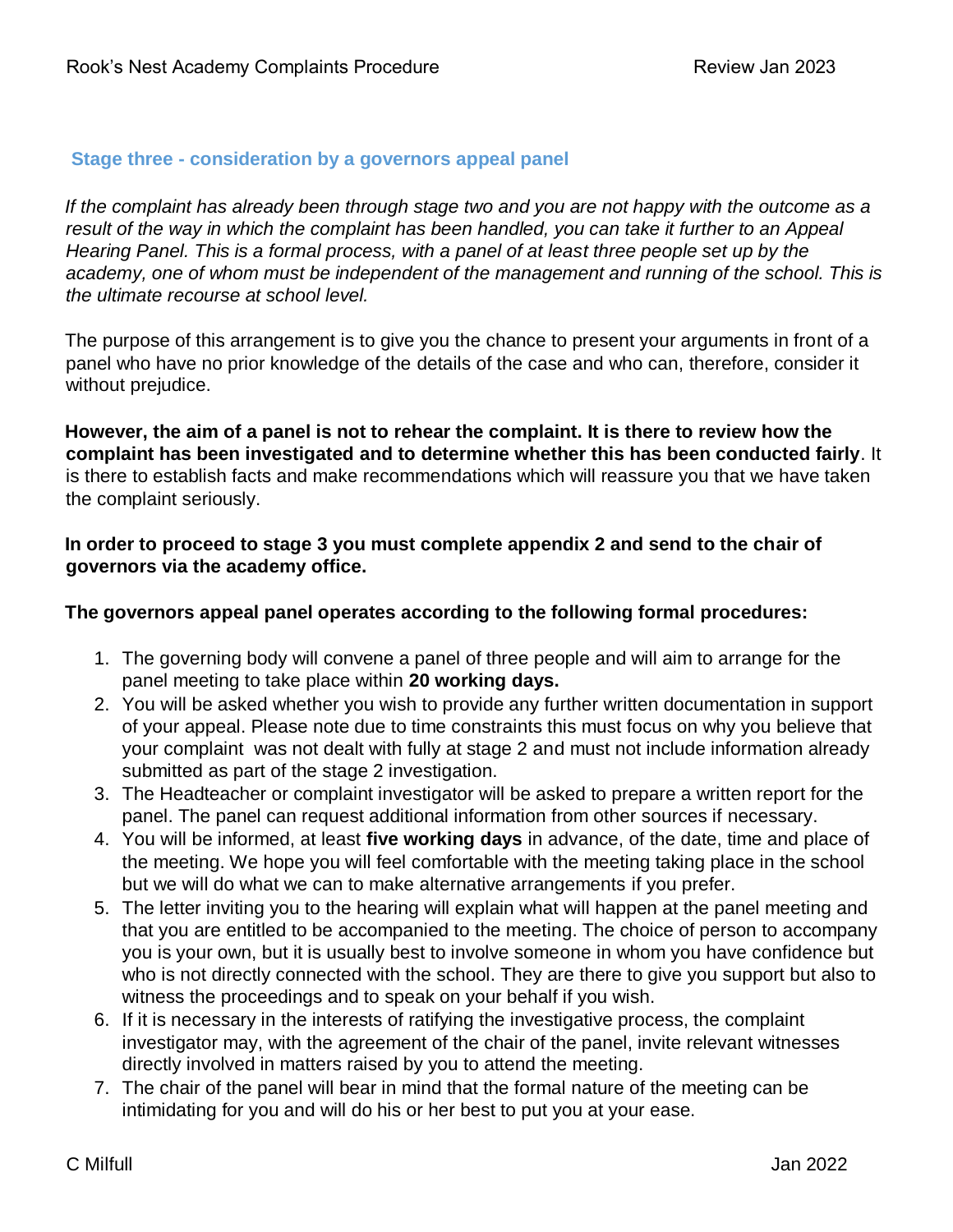### Stage three - consideration by a governors appeal panel

*If the complaint has already been through stage two and you are not happy with the outcome as a result of the way in which the complaint has been handled, you can take it further to an Appeal Hearing Panel. This is a formal process, with a panel of at least three people set up by the academy, one of whom must be independent of the management and running of the school. This is the ultimate recourse at school level.*

The purpose of this arrangement is to give you the chance to present your arguments in front of a panel who have no prior knowledge of the details of the case and who can, therefore, consider it without prejudice.

**However, the aim of a panel is not to rehear the complaint. It is there to review how the complaint has been investigated and to determine whether this has been conducted fairly**. It is there to establish facts and make recommendations which will reassure you that we have taken the complaint seriously.

**In order to proceed to stage 3 you must complete appendix 2 and send to the chair of governors via the academy office.**

**The governors appeal panel operates according to the following formal procedures:**

1. The governing body will convene a panel of three people and will aim to arrange for the panel meeting to take place within **20 working days.**
2. You will be asked whether you wish to provide any further written documentation in support of your appeal. Please note due to time constraints this must focus on why you believe that your complaint was not dealt with fully at stage 2 and must not include information already submitted as part of the stage 2 investigation.
3. The Headteacher or complaint investigator will be asked to prepare a written report for the panel. The panel can request additional information from other sources if necessary.
4. You will be informed, at least **five working days** in advance, of the date, time and place of the meeting. We hope you will feel comfortable with the meeting taking place in the school but we will do what we can to make alternative arrangements if you prefer.
5. The letter inviting you to the hearing will explain what will happen at the panel meeting and that you are entitled to be accompanied to the meeting. The choice of person to accompany you is your own, but it is usually best to involve someone in whom you have confidence but who is not directly connected with the school. They are there to give you support but also to witness the proceedings and to speak on your behalf if you wish.
6. If it is necessary in the interests of ratifying the investigative process, the complaint investigator may, with the agreement of the chair of the panel, invite relevant witnesses directly involved in matters raised by you to attend the meeting.
7. The chair of the panel will bear in mind that the formal nature of the meeting can be intimidating for you and will do his or her best to put you at your ease.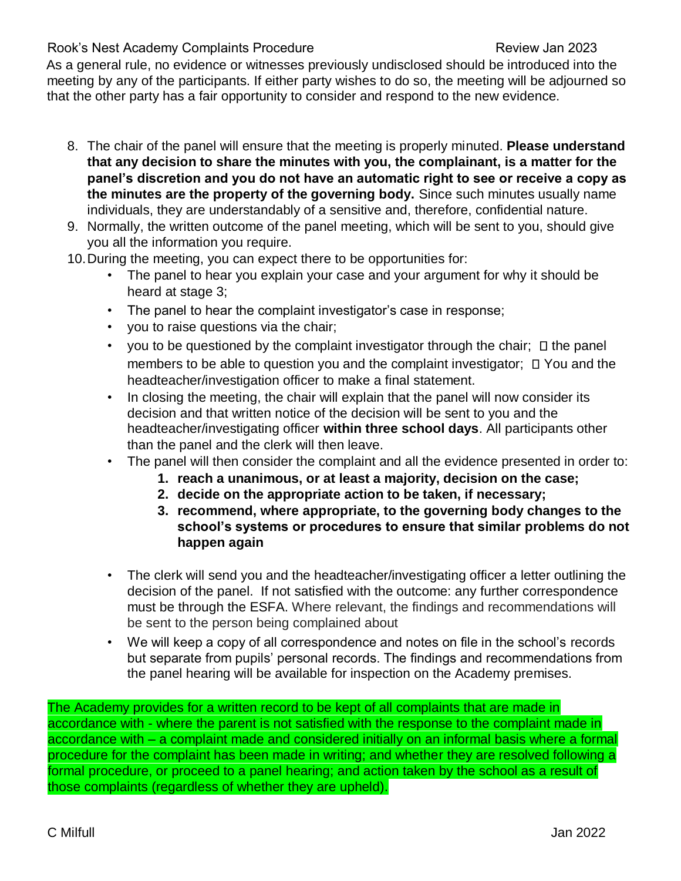As a general rule, no evidence or witnesses previously undisclosed should be introduced into the meeting by any of the participants. If either party wishes to do so, the meeting will be adjourned so that the other party has a fair opportunity to consider and respond to the new evidence.

8. The chair of the panel will ensure that the meeting is properly minuted. **Please understand that any decision to share the minutes with you, the complainant, is a matter for the panel's discretion and you do not have an automatic right to see or receive a copy as the minutes are the property of the governing body.** Since such minutes usually name individuals, they are understandably of a sensitive and, therefore, confidential nature.
9. Normally, the written outcome of the panel meeting, which will be sent to you, should give you all the information you require.
10. During the meeting, you can expect there to be opportunities for:
    - The panel to hear you explain your case and your argument for why it should be heard at stage 3;
    - The panel to hear the complaint investigator's case in response;
    - you to raise questions via the chair;
    - you to be questioned by the complaint investigator through the chair; the panel members to be able to question you and the complaint investigator; You and the headteacher/investigation officer to make a final statement.
    - In closing the meeting, the chair will explain that the panel will now consider its decision and that written notice of the decision will be sent to you and the headteacher/investigating officer **within three school days**. All participants other than the panel and the clerk will then leave.
    - The panel will then consider the complaint and all the evidence presented in order to:
        1. **reach a unanimous, or at least a majority, decision on the case;**
        2. **decide on the appropriate action to be taken, if necessary;**
        3. **recommend, where appropriate, to the governing body changes to the school's systems or procedures to ensure that similar problems do not happen again**
    - The clerk will send you and the headteacher/investigating officer a letter outlining the decision of the panel. If not satisfied with the outcome: any further correspondence must be through the ESFA. Where relevant, the findings and recommendations will be sent to the person being complained about
    - We will keep a copy of all correspondence and notes on file in the school's records but separate from pupils' personal records. The findings and recommendations from the panel hearing will be available for inspection on the Academy premises.

The Academy provides for a written record to be kept of all complaints that are made in accordance with - where the parent is not satisfied with the response to the complaint made in accordance with – a complaint made and considered initially on an informal basis where a formal procedure for the complaint has been made in writing; and whether they are resolved following a formal procedure, or proceed to a panel hearing; and action taken by the school as a result of those complaints (regardless of whether they are upheld).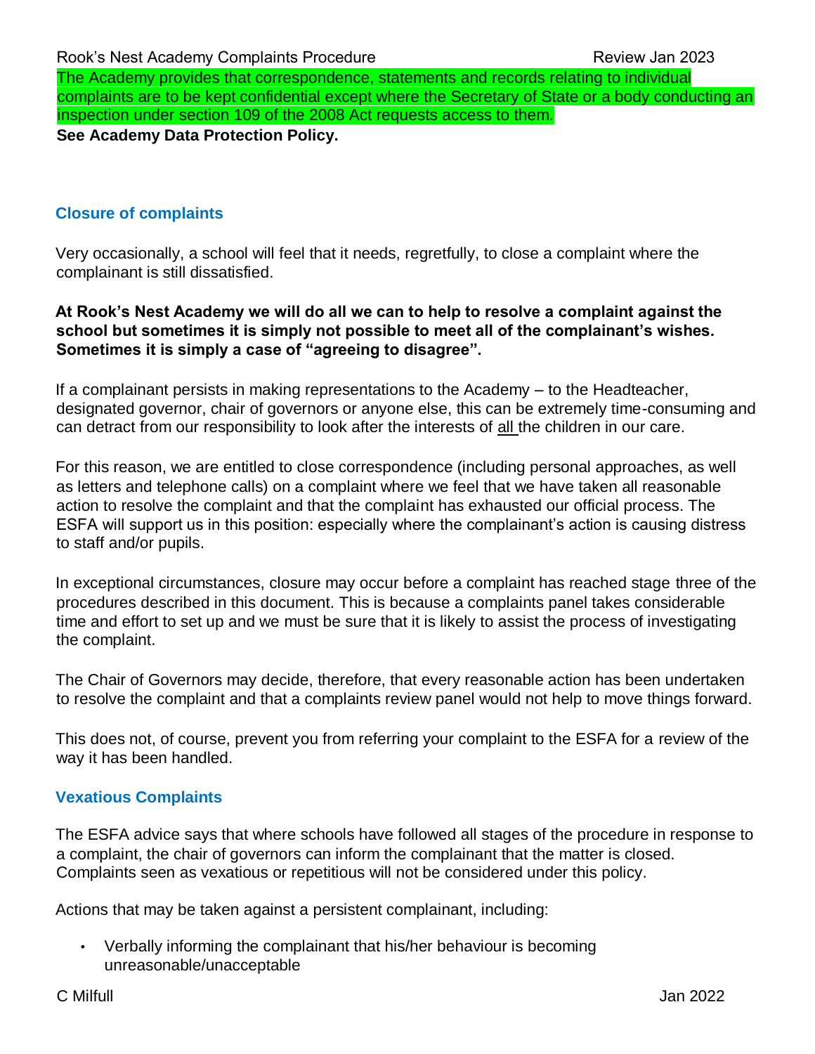The Academy provides that correspondence, statements and records relating to individual complaints are to be kept confidential except where the Secretary of State or a body conducting an inspection under section 109 of the 2008 Act requests access to them.

**See Academy Data Protection Policy.**

## Closure of complaints

Very occasionally, a school will feel that it needs, regretfully, to close a complaint where the complainant is still dissatisfied.

**At Rook's Nest Academy we will do all we can to help to resolve a complaint against the school but sometimes it is simply not possible to meet all of the complainant's wishes. Sometimes it is simply a case of "agreeing to disagree".**

If a complainant persists in making representations to the Academy – to the Headteacher, designated governor, chair of governors or anyone else, this can be extremely time-consuming and can detract from our responsibility to look after the interests of all the children in our care.

For this reason, we are entitled to close correspondence (including personal approaches, as well as letters and telephone calls) on a complaint where we feel that we have taken all reasonable action to resolve the complaint and that the complaint has exhausted our official process. The ESFA will support us in this position: especially where the complainant's action is causing distress to staff and/or pupils.

In exceptional circumstances, closure may occur before a complaint has reached stage three of the procedures described in this document. This is because a complaints panel takes considerable time and effort to set up and we must be sure that it is likely to assist the process of investigating the complaint.

The Chair of Governors may decide, therefore, that every reasonable action has been undertaken to resolve the complaint and that a complaints review panel would not help to move things forward.

This does not, of course, prevent you from referring your complaint to the ESFA for a review of the way it has been handled.

## Vexatious Complaints

The ESFA advice says that where schools have followed all stages of the procedure in response to a complaint, the chair of governors can inform the complainant that the matter is closed. Complaints seen as vexatious or repetitious will not be considered under this policy.

Actions that may be taken against a persistent complainant, including:

- Verbally informing the complainant that his/her behaviour is becoming unreasonable/unacceptable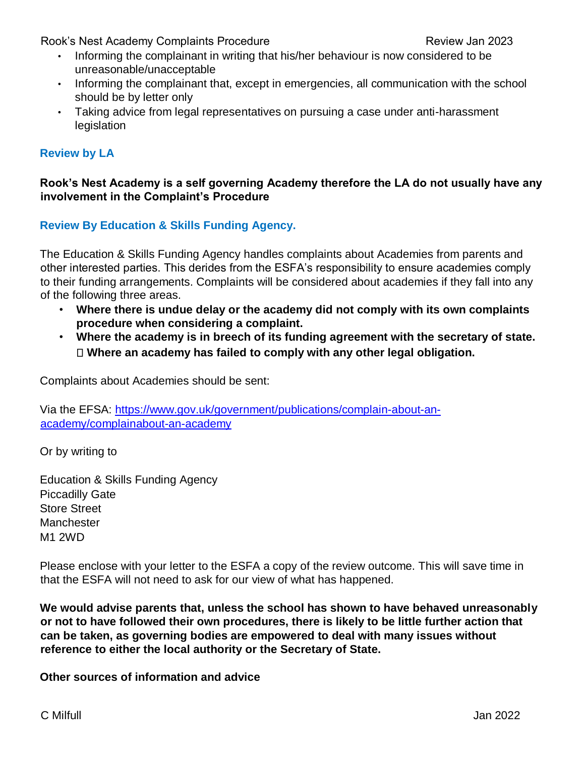- Informing the complainant in writing that his/her behaviour is now considered to be unreasonable/unacceptable
- Informing the complainant that, except in emergencies, all communication with the school should be by letter only
- Taking advice from legal representatives on pursuing a case under anti-harassment legislation

## Review by LA

**Rook's Nest Academy is a self governing Academy therefore the LA do not usually have any involvement in the Complaint's Procedure**

## Review By Education & Skills Funding Agency.

The Education & Skills Funding Agency handles complaints about Academies from parents and other interested parties. This derides from the ESFA's responsibility to ensure academies comply to their funding arrangements. Complaints will be considered about academies if they fall into any of the following three areas.

- **Where there is undue delay or the academy did not comply with its own complaints procedure when considering a complaint.**
- **Where the academy is in breech of its funding agreement with the secretary of state.**
- **Where an academy has failed to comply with any other legal obligation.**

Complaints about Academies should be sent:

Via the EFSA: [https://www.gov.uk/government/publications/complain-about-an-academy/complainabout-an-academy](https://www.gov.uk/government/publications/complain-about-an-academy/complainabout-an-academy)

Or by writing to

Education & Skills Funding Agency
Piccadilly Gate
Store Street
Manchester
M1 2WD

Please enclose with your letter to the ESFA a copy of the review outcome. This will save time in that the ESFA will not need to ask for our view of what has happened.

**We would advise parents that, unless the school has shown to have behaved unreasonably or not to have followed their own procedures, there is likely to be little further action that can be taken, as governing bodies are empowered to deal with many issues without reference to either the local authority or the Secretary of State.**

**Other sources of information and advice**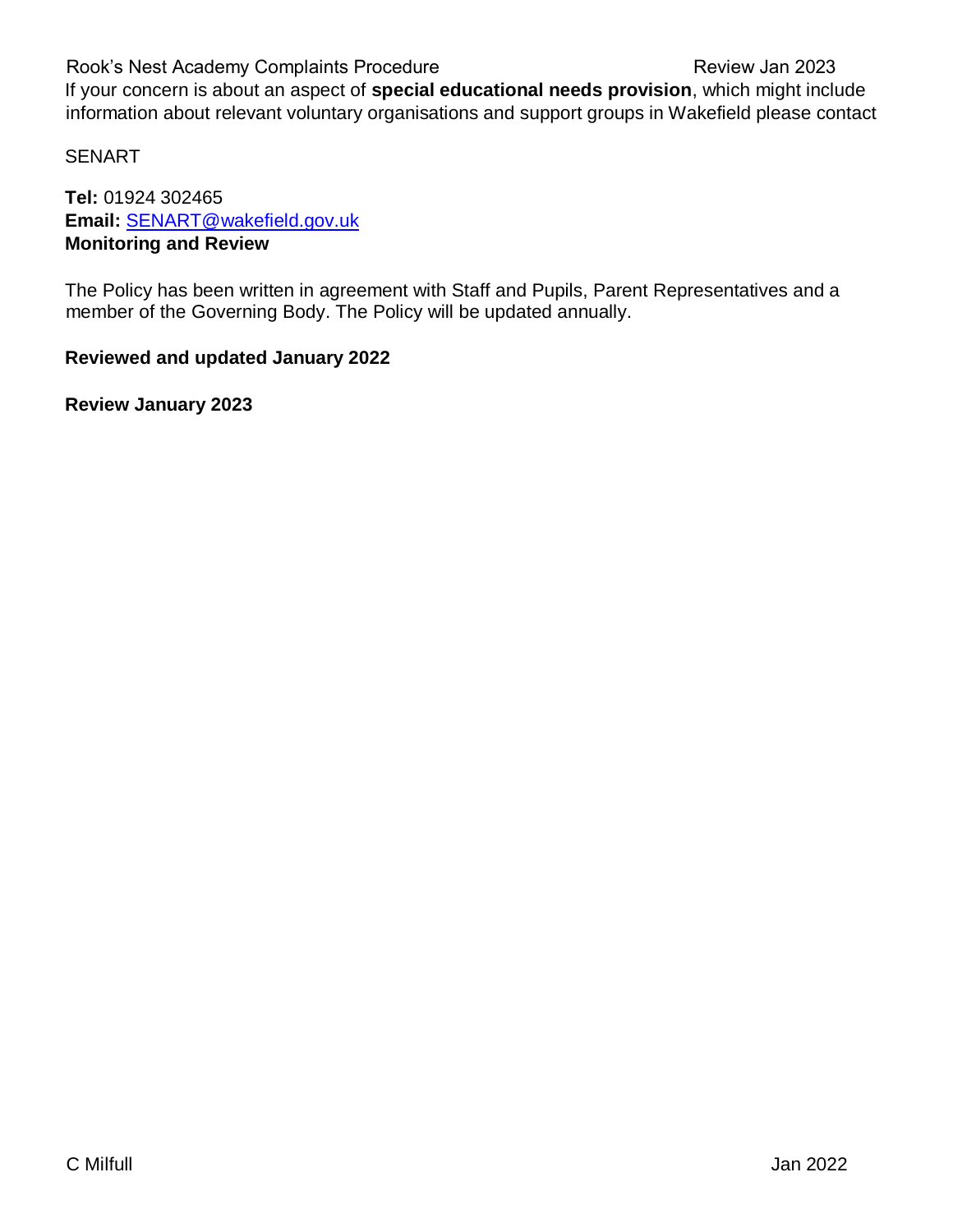If your concern is about an aspect of **special educational needs provision**, which might include information about relevant voluntary organisations and support groups in Wakefield please contact

SENART

**Tel:** 01924 302465
**Email:** SENART@wakefield.gov.uk

**Monitoring and Review**

The Policy has been written in agreement with Staff and Pupils, Parent Representatives and a member of the Governing Body. The Policy will be updated annually.

**Reviewed and updated January 2022**

**Review January 2023**

C Milfull Jan 2022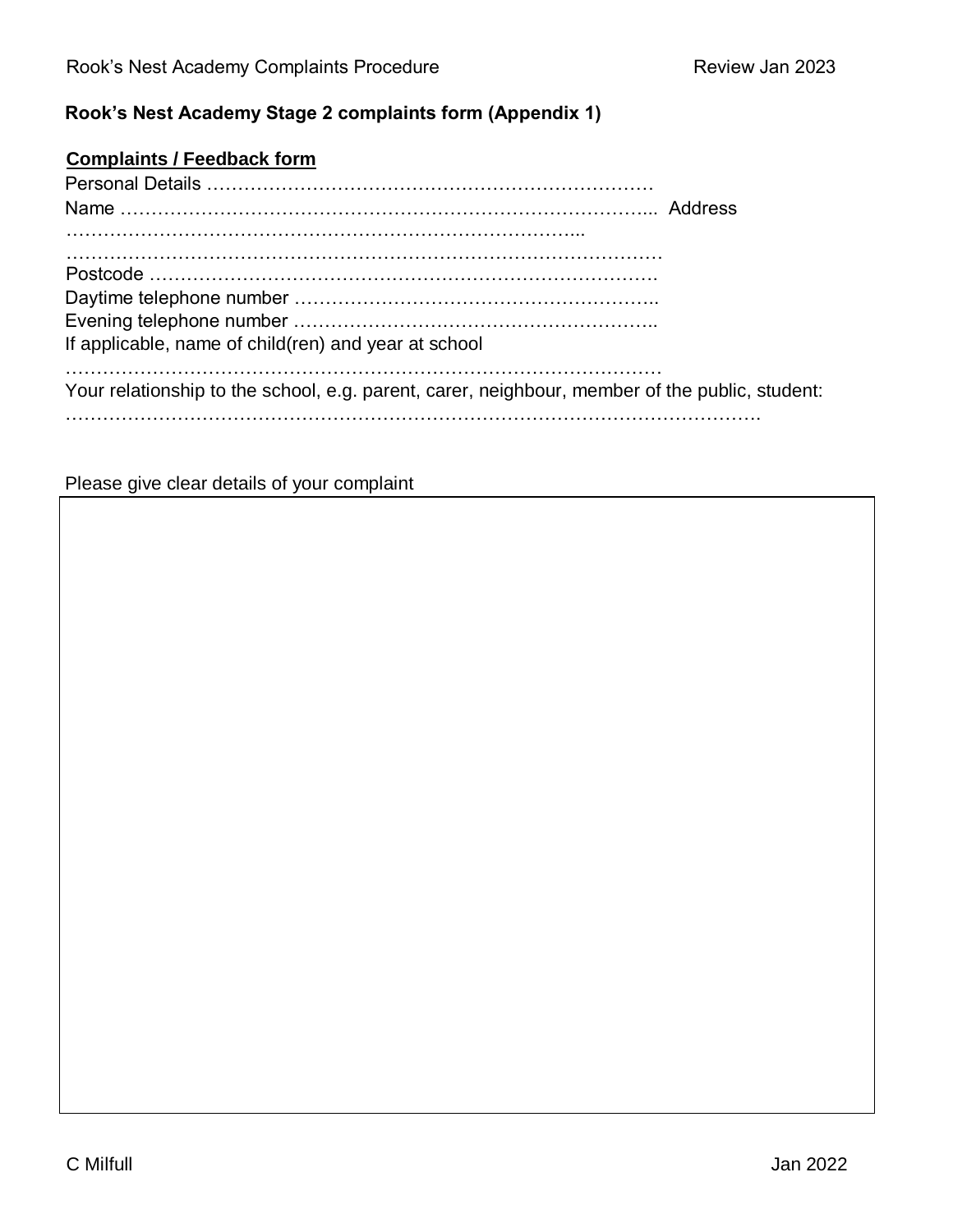**Rook's Nest Academy Stage 2 complaints form (Appendix 1)**

**Complaints / Feedback form**

Personal Details ………………………………………………………………

Name ……………………………………………………………………….. Address

……………………………………………………………………...

…………………………………………………………………………………

Postcode ……………………………………………………………………….

Daytime telephone number …………………………………………………..

Evening telephone number …………………………………………………..

If applicable, name of child(ren) and year at school

…………………………………………………………………………………

Your relationship to the school, e.g. parent, carer, neighbour, member of the public, student:

……………………………………………………………………………………………….

Please give clear details of your complaint

| |
|---|
| |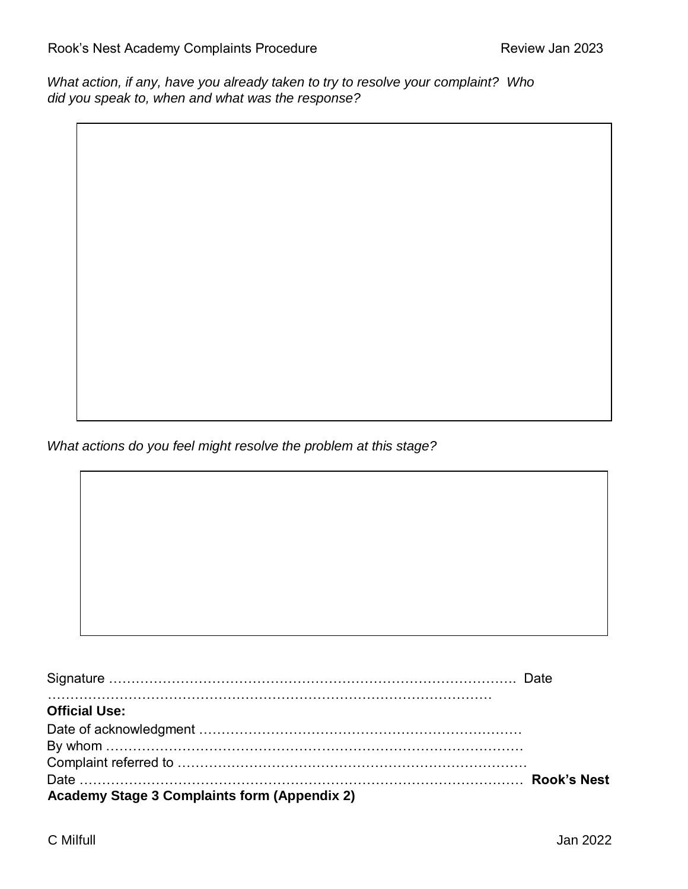*What action, if any, have you already taken to try to resolve your complaint? Who did you speak to, when and what was the response?*

*What actions do you feel might resolve the problem at this stage?*

Signature ………………………………………………………………………………. Date ……………………………………………………………………………………

**Official Use:**

Date of acknowledgment ………………………………………………………………

By whom …………………………………………………………………………………

Complaint referred to ……………………………………………………………………

Date ……………………………………………………………………………………… **Rook's Nest Academy Stage 3 Complaints form (Appendix 2)**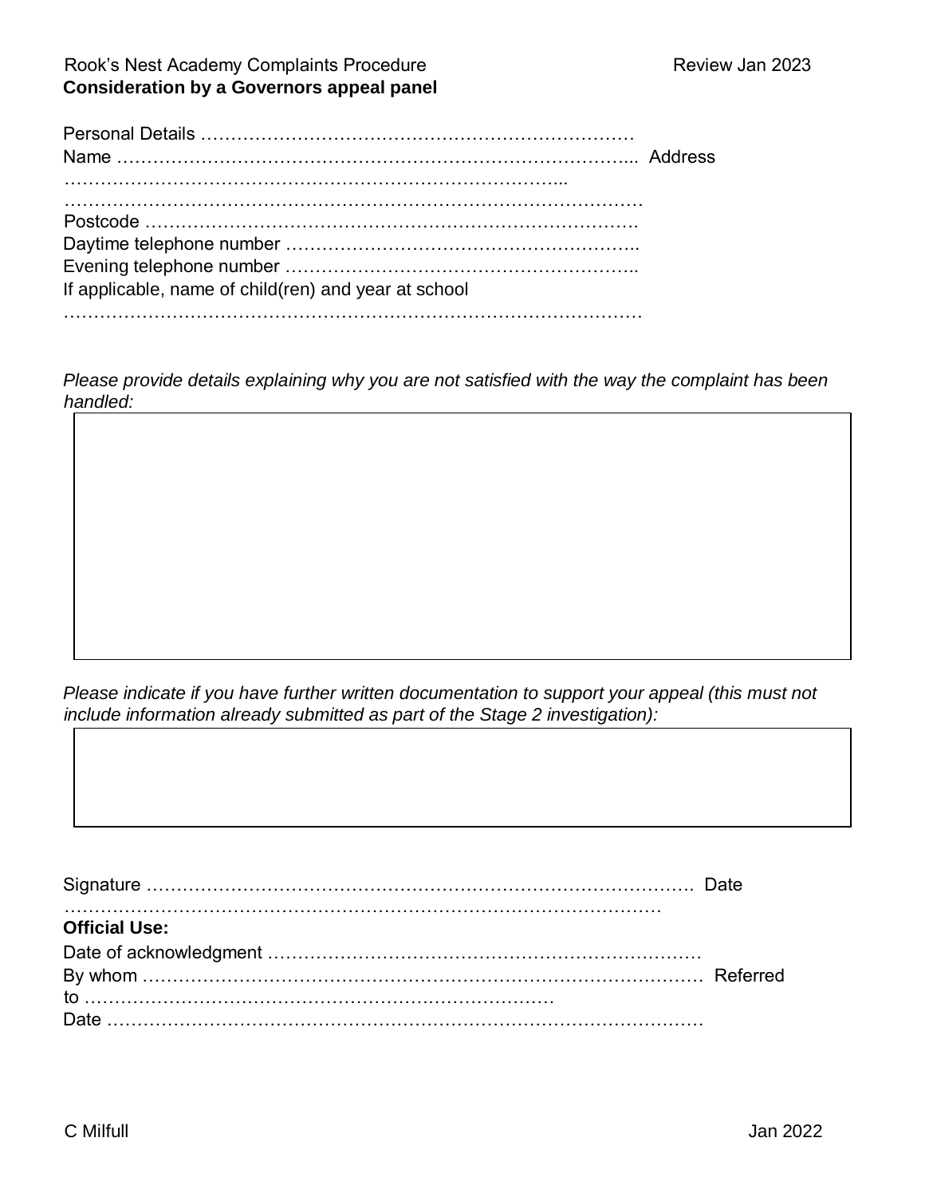**Consideration by a Governors appeal panel**

Personal Details ………………………………………………………………

Name …………………………………………………………………………... Address

…………………………………………………………………………...

……………………………………………………………………………………

Postcode …………………………………………………………………………

Daytime telephone number …………………………………………………..

Evening telephone number …………………………………………………..

If applicable, name of child(ren) and year at school

……………………………………………………………………………………

*Please provide details explaining why you are not satisfied with the way the complaint has been handled:*

|  |
|---|
|  |

*Please indicate if you have further written documentation to support your appeal (this must not include information already submitted as part of the Stage 2 investigation):*

|  |
|---|
|  |

Signature ………………………………………………………………………………. Date

……………………………………………………………………………………

**Official Use:**

Date of acknowledgment ………………………………………………………………

By whom ……………………………………………………………………………… Referred to ……………………………………………………………………

Date ……………………………………………………………………………………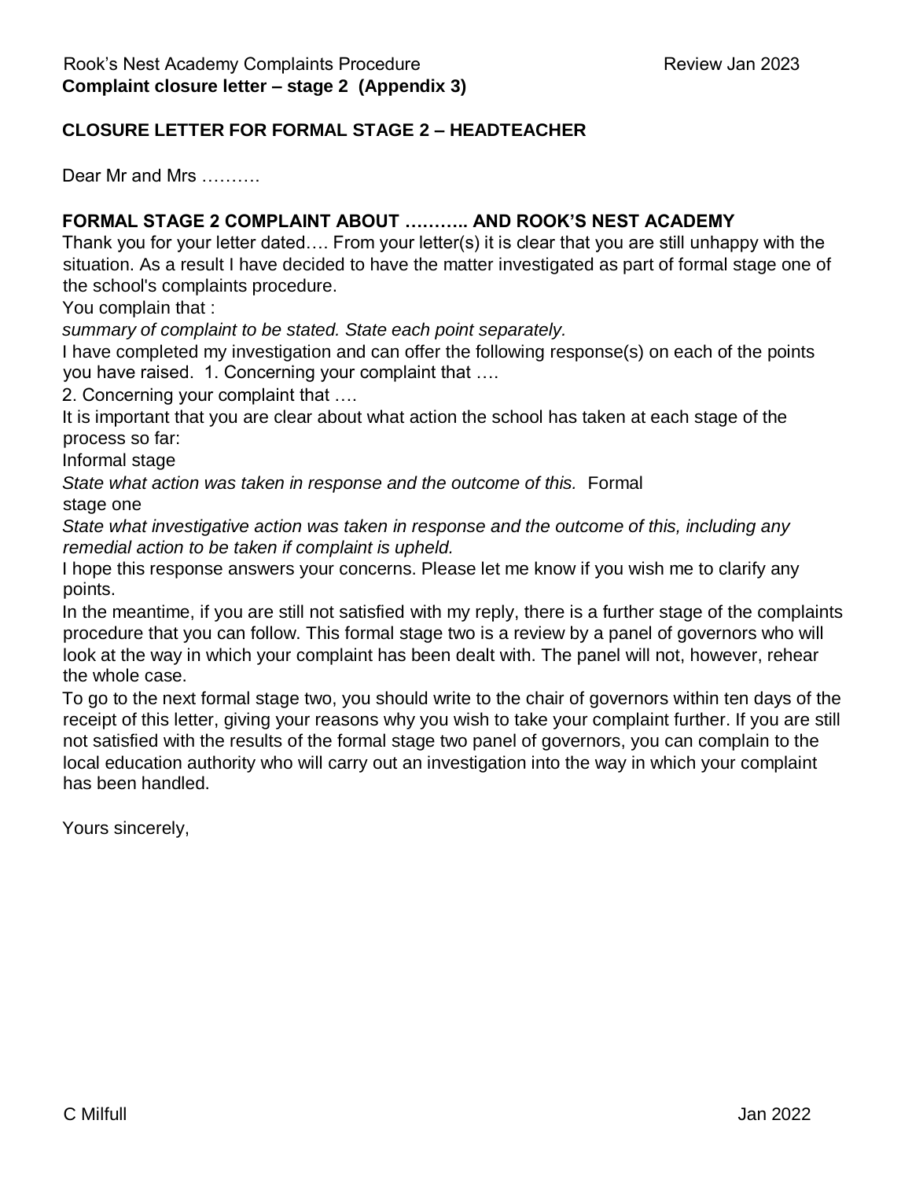**Complaint closure letter – stage 2 (Appendix 3)**

## CLOSURE LETTER FOR FORMAL STAGE 2 – HEADTEACHER

Dear Mr and Mrs ……….

**FORMAL STAGE 2 COMPLAINT ABOUT ……….. AND ROOK'S NEST ACADEMY**

Thank you for your letter dated…. From your letter(s) it is clear that you are still unhappy with the situation. As a result I have decided to have the matter investigated as part of formal stage one of the school's complaints procedure.

You complain that :

*summary of complaint to be stated. State each point separately.*

I have completed my investigation and can offer the following response(s) on each of the points you have raised. 1. Concerning your complaint that ….

2. Concerning your complaint that ….

It is important that you are clear about what action the school has taken at each stage of the process so far:

Informal stage

*State what action was taken in response and the outcome of this.* Formal stage one

*State what investigative action was taken in response and the outcome of this, including any remedial action to be taken if complaint is upheld.*

I hope this response answers your concerns. Please let me know if you wish me to clarify any points.

In the meantime, if you are still not satisfied with my reply, there is a further stage of the complaints procedure that you can follow. This formal stage two is a review by a panel of governors who will look at the way in which your complaint has been dealt with. The panel will not, however, rehear the whole case.

To go to the next formal stage two, you should write to the chair of governors within ten days of the receipt of this letter, giving your reasons why you wish to take your complaint further. If you are still not satisfied with the results of the formal stage two panel of governors, you can complain to the local education authority who will carry out an investigation into the way in which your complaint has been handled.

Yours sincerely,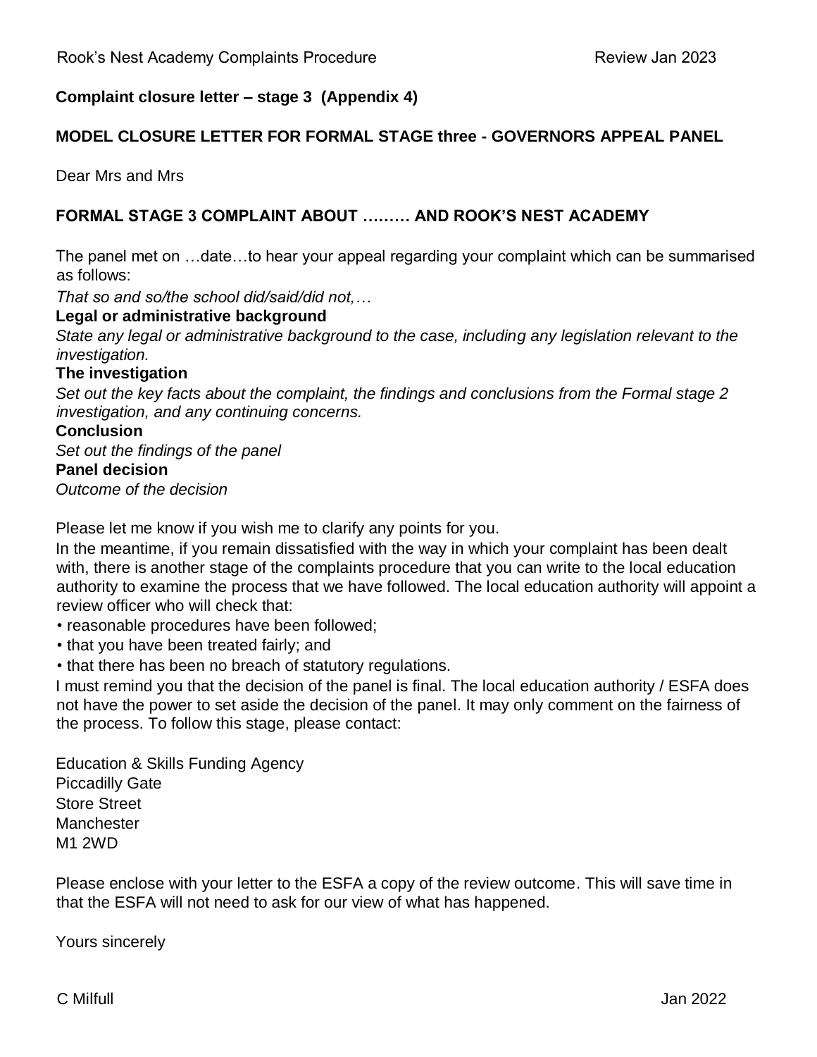**Complaint closure letter – stage 3 (Appendix 4)**

**MODEL CLOSURE LETTER FOR FORMAL STAGE three - GOVERNORS APPEAL PANEL**

Dear Mrs and Mrs

**FORMAL STAGE 3 COMPLAINT ABOUT ……… AND ROOK'S NEST ACADEMY**

The panel met on …date…to hear your appeal regarding your complaint which can be summarised as follows:

*That so and so/the school did/said/did not,…*

**Legal or administrative background**

*State any legal or administrative background to the case, including any legislation relevant to the investigation.*

**The investigation**

*Set out the key facts about the complaint, the findings and conclusions from the Formal stage 2 investigation, and any continuing concerns.*

**Conclusion**

*Set out the findings of the panel*

**Panel decision**

*Outcome of the decision*

Please let me know if you wish me to clarify any points for you.

In the meantime, if you remain dissatisfied with the way in which your complaint has been dealt with, there is another stage of the complaints procedure that you can write to the local education authority to examine the process that we have followed. The local education authority will appoint a review officer who will check that:

- reasonable procedures have been followed;
- that you have been treated fairly; and
- that there has been no breach of statutory regulations.

I must remind you that the decision of the panel is final. The local education authority / ESFA does not have the power to set aside the decision of the panel. It may only comment on the fairness of the process. To follow this stage, please contact:

Education & Skills Funding Agency
Piccadilly Gate
Store Street
Manchester
M1 2WD

Please enclose with your letter to the ESFA a copy of the review outcome. This will save time in that the ESFA will not need to ask for our view of what has happened.

Yours sincerely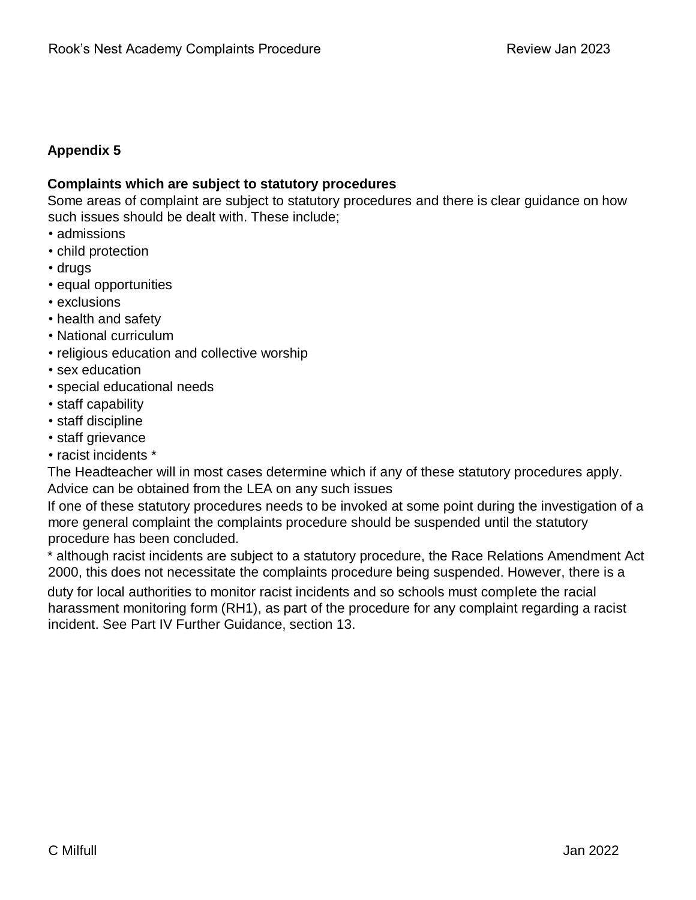## Appendix 5

**Complaints which are subject to statutory procedures**

Some areas of complaint are subject to statutory procedures and there is clear guidance on how such issues should be dealt with. These include;

- admissions
- child protection
- drugs
- equal opportunities
- exclusions
- health and safety
- National curriculum
- religious education and collective worship
- sex education
- special educational needs
- staff capability
- staff discipline
- staff grievance
- racist incidents *

The Headteacher will in most cases determine which if any of these statutory procedures apply. Advice can be obtained from the LEA on any such issues

If one of these statutory procedures needs to be invoked at some point during the investigation of a more general complaint the complaints procedure should be suspended until the statutory procedure has been concluded.

* although racist incidents are subject to a statutory procedure, the Race Relations Amendment Act 2000, this does not necessitate the complaints procedure being suspended. However, there is a duty for local authorities to monitor racist incidents and so schools must complete the racial harassment monitoring form (RH1), as part of the procedure for any complaint regarding a racist incident. See Part IV Further Guidance, section 13.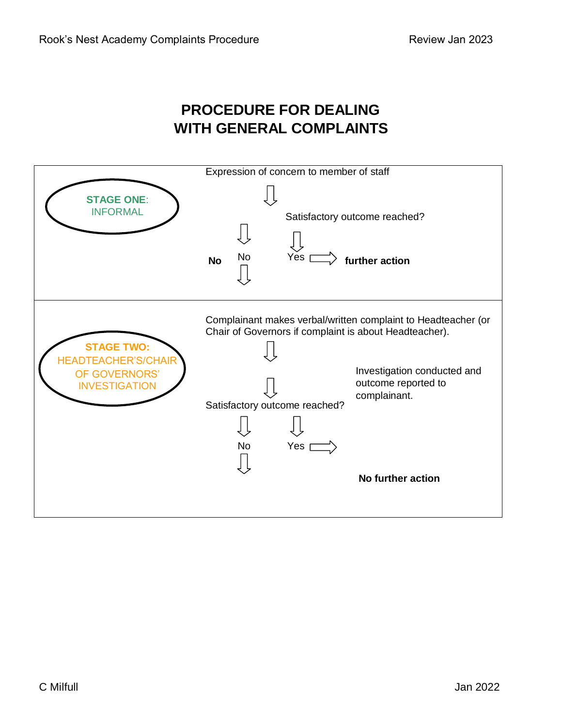# PROCEDURE FOR DEALING WITH GENERAL COMPLAINTS

**STAGE ONE**: INFORMAL

Expression of concern to member of staff

⇩

Satisfactory outcome reached?

**No** — No ⇩

Yes ⇨ **further action**

---

**STAGE TWO:** HEADTEACHER'S/CHAIR OF GOVERNORS' INVESTIGATION

Complainant makes verbal/written complaint to Headteacher (or Chair of Governors if complaint is about Headteacher).

⇩

Investigation conducted and outcome reported to complainant.

⇩

Satisfactory outcome reached?

No ⇩

Yes ⇨ **No further action**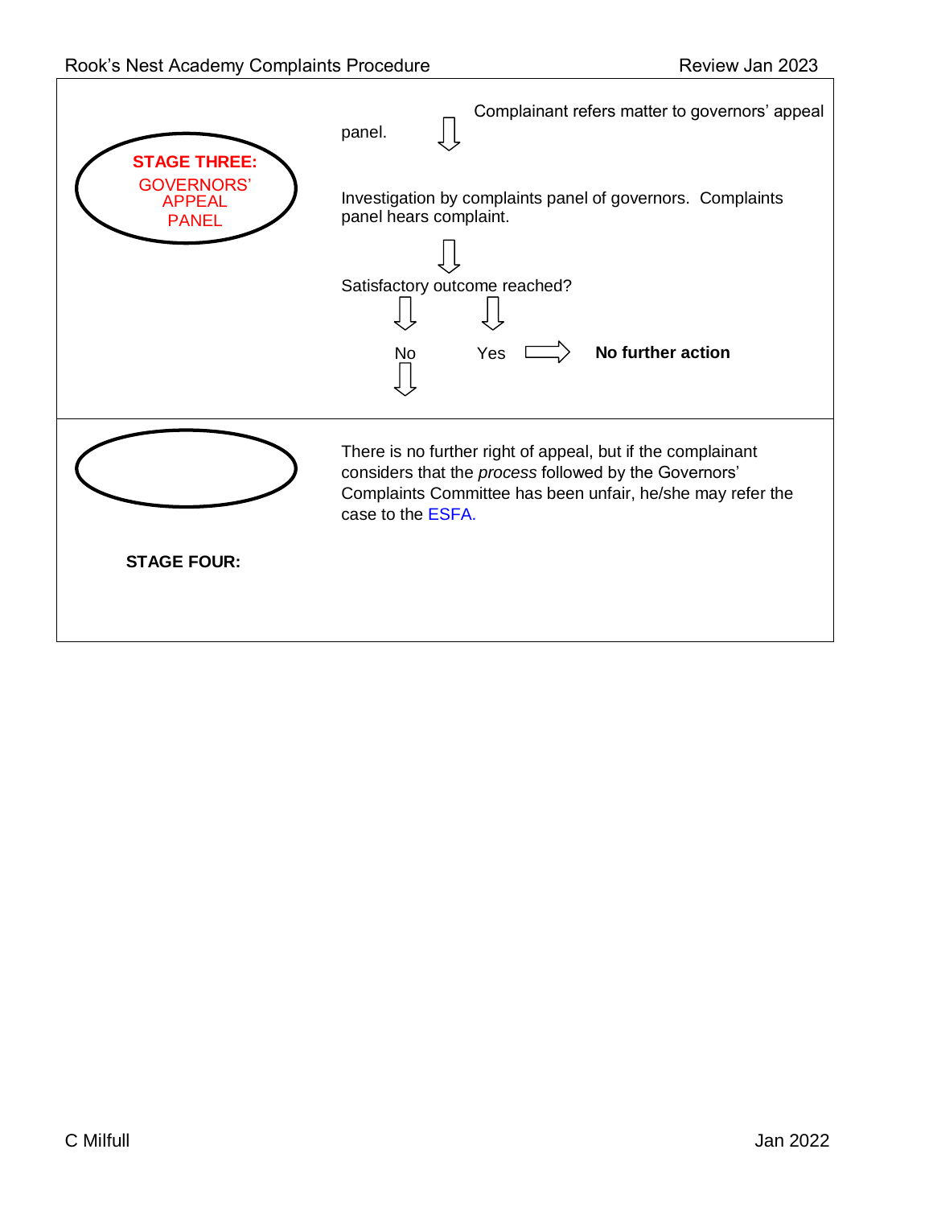**STAGE THREE:**
GOVERNORS' APPEAL PANEL

Complainant refers matter to governors' appeal panel.

⇩

Investigation by complaints panel of governors. Complaints panel hears complaint.

⇩

Satisfactory outcome reached?

No ⇩

Yes ⇨ **No further action**

**STAGE FOUR:**

There is no further right of appeal, but if the complainant considers that the *process* followed by the Governors' Complaints Committee has been unfair, he/she may refer the case to the ESFA.